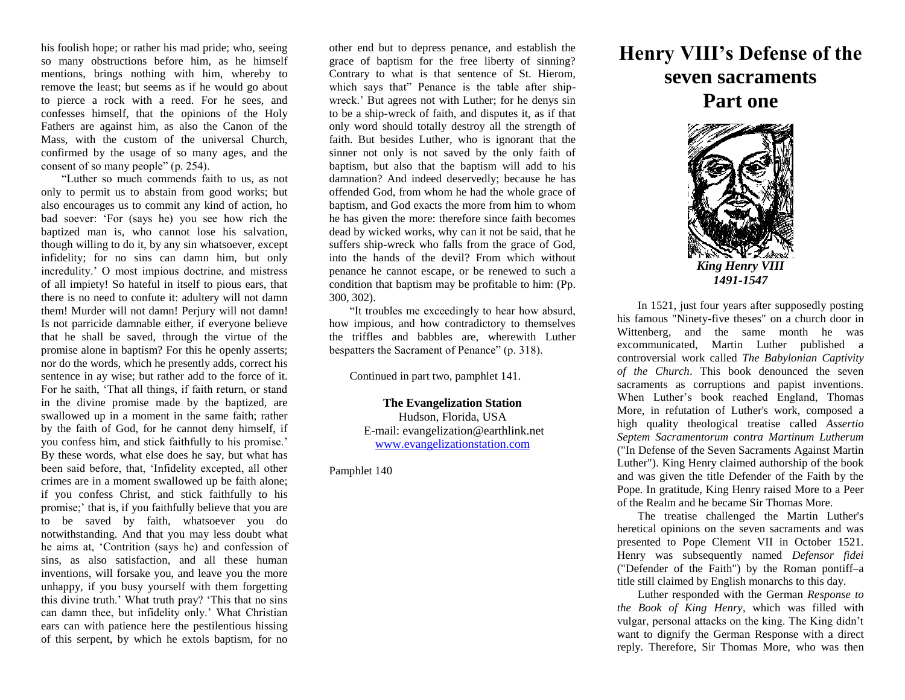his foolish hope; or rather his mad pride; who, seeing so many obstructions before him, as he himself mentions, brings nothing with him, whereby to remove the least; but seems as if he would go about to pierce a rock with a reed. For he sees, and confesses himself, that the opinions of the Holy Fathers are against him, as also the Canon of the Mass, with the custom of the universal Church, confirmed by the usage of so many ages, and the consent of so many people" (p. 254).

"Luther so much commends faith to us, as not only to permit us to abstain from good works; but also encourages us to commit any kind of action, ho bad soever: 'For (says he) you see how rich the baptized man is, who cannot lose his salvation, though willing to do it, by any sin whatsoever, except infidelity; for no sins can damn him, but only incredulity.' O most impious doctrine, and mistress of all impiety! So hateful in itself to pious ears, that there is no need to confute it: adultery will not damn them! Murder will not damn! Perjury will not damn! Is not parricide damnable either, if everyone believe that he shall be saved, through the virtue of the promise alone in baptism? For this he openly asserts; nor do the words, which he presently adds, correct his sentence in ay wise; but rather add to the force of it. For he saith, 'That all things, if faith return, or stand in the divine promise made by the baptized, are swallowed up in a moment in the same faith; rather by the faith of God, for he cannot deny himself, if you confess him, and stick faithfully to his promise.' By these words, what else does he say, but what has been said before, that, 'Infidelity excepted, all other crimes are in a moment swallowed up be faith alone; if you confess Christ, and stick faithfully to his promise;' that is, if you faithfully believe that you are to be saved by faith, whatsoever you do notwithstanding. And that you may less doubt what he aims at, 'Contrition (says he) and confession of sins, as also satisfaction, and all these human inventions, will forsake you, and leave you the more unhappy, if you busy yourself with them forgetting this divine truth.' What truth pray? 'This that no sins can damn thee, but infidelity only.' What Christian ears can with patience here the pestilentious hissing of this serpent, by which he extols baptism, for no other end but to depress penance, and establish the grace of baptism for the free liberty of sinning? Contrary to what is that sentence of St. Hierom, which says that" Penance is the table after ship-wreck.' But agrees not with Luther; for he denys sin to be a ship-wreck of faith, and disputes it, as if that only word should totally destroy all the strength of faith. But besides Luther, who is ignorant that the sinner not only is not saved by the only faith of baptism, but also that the baptism will add to his damnation? And indeed deservedly; because he has offended God, from whom he had the whole grace of baptism, and God exacts the more from him to whom he has given the more: therefore since faith becomes dead by wicked works, why can it not be said, that he suffers ship-wreck who falls from the grace of God, into the hands of the devil? From which without penance he cannot escape, or be renewed to such a condition that baptism may be profitable to him: (Pp. 300, 302).

"It troubles me exceedingly to hear how absurd, how impious, and how contradictory to themselves the triffles and babbles are, wherewith Luther bespatters the Sacrament of Penance" (p. 318).

Continued in part two, pamphlet 141.

**The Evangelization Station**
Hudson, Florida, USA
E-mail: evangelization@earthlink.net
www.evangelizationstation.com

Pamphlet 140

# Henry VIII's Defense of the seven sacraments
# Part one

***King Henry VIII***
***1491-1547***

In 1521, just four years after supposedly posting his famous "Ninety-five theses" on a church door in Wittenberg, and the same month he was excommunicated, Martin Luther published a controversial work called *The Babylonian Captivity of the Church*. This book denounced the seven sacraments as corruptions and papist inventions. When Luther's book reached England, Thomas More, in refutation of Luther's work, composed a high quality theological treatise called *Assertio Septem Sacramentorum contra Martinum Lutherum* ("In Defense of the Seven Sacraments Against Martin Luther"). King Henry claimed authorship of the book and was given the title Defender of the Faith by the Pope. In gratitude, King Henry raised More to a Peer of the Realm and he became Sir Thomas More.

The treatise challenged the Martin Luther's heretical opinions on the seven sacraments and was presented to Pope Clement VII in October 1521. Henry was subsequently named *Defensor fidei* ("Defender of the Faith") by the Roman pontiff–a title still claimed by English monarchs to this day.

Luther responded with the German *Response to the Book of King Henry*, which was filled with vulgar, personal attacks on the king. The King didn't want to dignify the German Response with a direct reply. Therefore, Sir Thomas More, who was then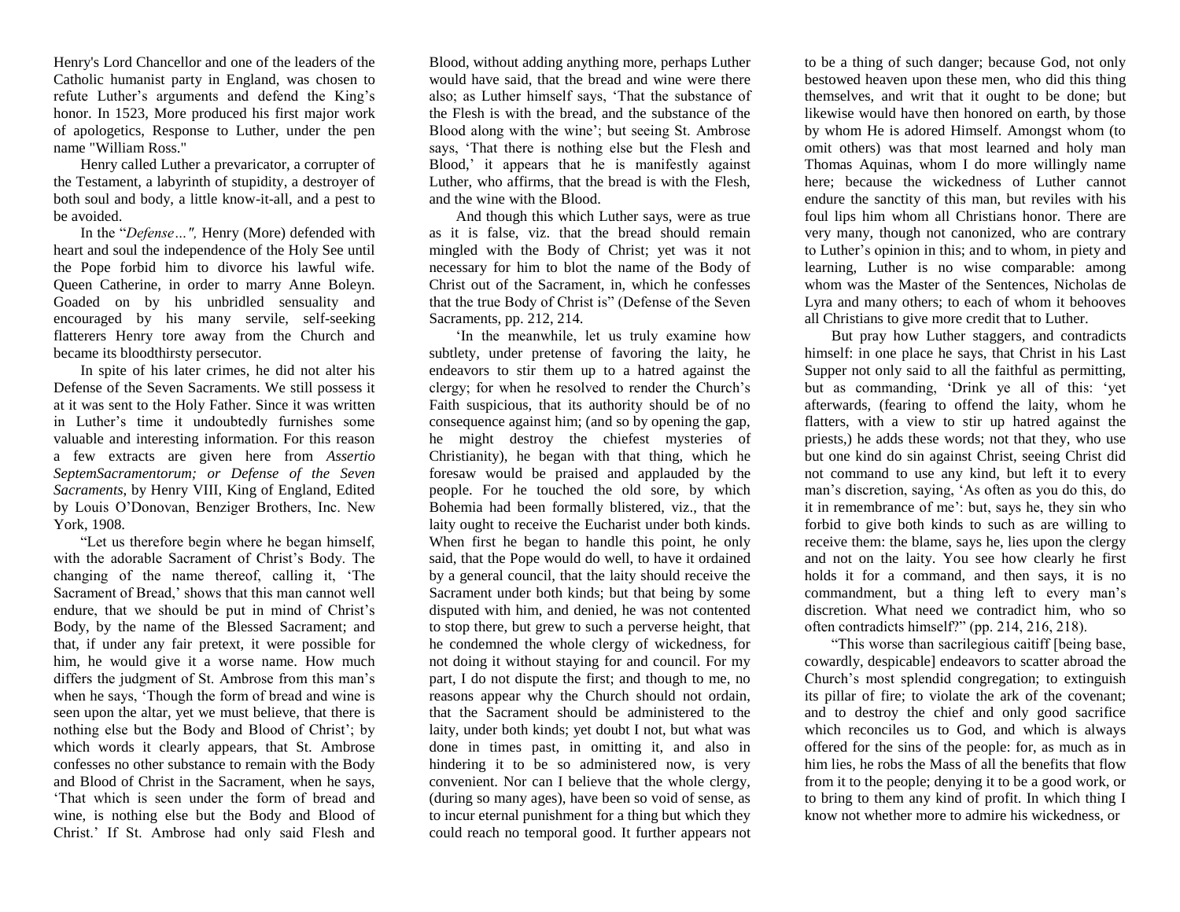Henry's Lord Chancellor and one of the leaders of the Catholic humanist party in England, was chosen to refute Luther's arguments and defend the King's honor. In 1523, More produced his first major work of apologetics, Response to Luther, under the pen name "William Ross."

Henry called Luther a prevaricator, a corrupter of the Testament, a labyrinth of stupidity, a destroyer of both soul and body, a little know-it-all, and a pest to be avoided.

In the "*Defense…",* Henry (More) defended with heart and soul the independence of the Holy See until the Pope forbid him to divorce his lawful wife. Queen Catherine, in order to marry Anne Boleyn. Goaded on by his unbridled sensuality and encouraged by his many servile, self-seeking flatterers Henry tore away from the Church and became its bloodthirsty persecutor.

In spite of his later crimes, he did not alter his Defense of the Seven Sacraments. We still possess it at it was sent to the Holy Father. Since it was written in Luther's time it undoubtedly furnishes some valuable and interesting information. For this reason a few extracts are given here from *Assertio SeptemSacramentorum; or Defense of the Seven Sacraments,* by Henry VIII, King of England, Edited by Louis O'Donovan, Benziger Brothers, Inc. New York, 1908.

"Let us therefore begin where he began himself, with the adorable Sacrament of Christ's Body. The changing of the name thereof, calling it, 'The Sacrament of Bread,' shows that this man cannot well endure, that we should be put in mind of Christ's Body, by the name of the Blessed Sacrament; and that, if under any fair pretext, it were possible for him, he would give it a worse name. How much differs the judgment of St. Ambrose from this man's when he says, 'Though the form of bread and wine is seen upon the altar, yet we must believe, that there is nothing else but the Body and Blood of Christ'; by which words it clearly appears, that St. Ambrose confesses no other substance to remain with the Body and Blood of Christ in the Sacrament, when he says, 'That which is seen under the form of bread and wine, is nothing else but the Body and Blood of Christ.' If St. Ambrose had only said Flesh and Blood, without adding anything more, perhaps Luther would have said, that the bread and wine were there also; as Luther himself says, 'That the substance of the Flesh is with the bread, and the substance of the Blood along with the wine'; but seeing St. Ambrose says, 'That there is nothing else but the Flesh and Blood,' it appears that he is manifestly against Luther, who affirms, that the bread is with the Flesh, and the wine with the Blood.

And though this which Luther says, were as true as it is false, viz. that the bread should remain mingled with the Body of Christ; yet was it not necessary for him to blot the name of the Body of Christ out of the Sacrament, in, which he confesses that the true Body of Christ is" (Defense of the Seven Sacraments, pp. 212, 214.

'In the meanwhile, let us truly examine how subtlety, under pretense of favoring the laity, he endeavors to stir them up to a hatred against the clergy; for when he resolved to render the Church's Faith suspicious, that its authority should be of no consequence against him; (and so by opening the gap, he might destroy the chiefest mysteries of Christianity), he began with that thing, which he foresaw would be praised and applauded by the people. For he touched the old sore, by which Bohemia had been formally blistered, viz., that the laity ought to receive the Eucharist under both kinds. When first he began to handle this point, he only said, that the Pope would do well, to have it ordained by a general council, that the laity should receive the Sacrament under both kinds; but that being by some disputed with him, and denied, he was not contented to stop there, but grew to such a perverse height, that he condemned the whole clergy of wickedness, for not doing it without staying for and council. For my part, I do not dispute the first; and though to me, no reasons appear why the Church should not ordain, that the Sacrament should be administered to the laity, under both kinds; yet doubt I not, but what was done in times past, in omitting it, and also in hindering it to be so administered now, is very convenient. Nor can I believe that the whole clergy, (during so many ages), have been so void of sense, as to incur eternal punishment for a thing but which they could reach no temporal good. It further appears not to be a thing of such danger; because God, not only bestowed heaven upon these men, who did this thing themselves, and writ that it ought to be done; but likewise would have then honored on earth, by those by whom He is adored Himself. Amongst whom (to omit others) was that most learned and holy man Thomas Aquinas, whom I do more willingly name here; because the wickedness of Luther cannot endure the sanctity of this man, but reviles with his foul lips him whom all Christians honor. There are very many, though not canonized, who are contrary to Luther's opinion in this; and to whom, in piety and learning, Luther is no wise comparable: among whom was the Master of the Sentences, Nicholas de Lyra and many others; to each of whom it behooves all Christians to give more credit that to Luther.

But pray how Luther staggers, and contradicts himself: in one place he says, that Christ in his Last Supper not only said to all the faithful as permitting, but as commanding, 'Drink ye all of this: 'yet afterwards, (fearing to offend the laity, whom he flatters, with a view to stir up hatred against the priests,) he adds these words; not that they, who use but one kind do sin against Christ, seeing Christ did not command to use any kind, but left it to every man's discretion, saying, 'As often as you do this, do it in remembrance of me': but, says he, they sin who forbid to give both kinds to such as are willing to receive them: the blame, says he, lies upon the clergy and not on the laity. You see how clearly he first holds it for a command, and then says, it is no commandment, but a thing left to every man's discretion. What need we contradict him, who so often contradicts himself?" (pp. 214, 216, 218).

"This worse than sacrilegious caitiff [being base, cowardly, despicable] endeavors to scatter abroad the Church's most splendid congregation; to extinguish its pillar of fire; to violate the ark of the covenant; and to destroy the chief and only good sacrifice which reconciles us to God, and which is always offered for the sins of the people: for, as much as in him lies, he robs the Mass of all the benefits that flow from it to the people; denying it to be a good work, or to bring to them any kind of profit. In which thing I know not whether more to admire his wickedness, or